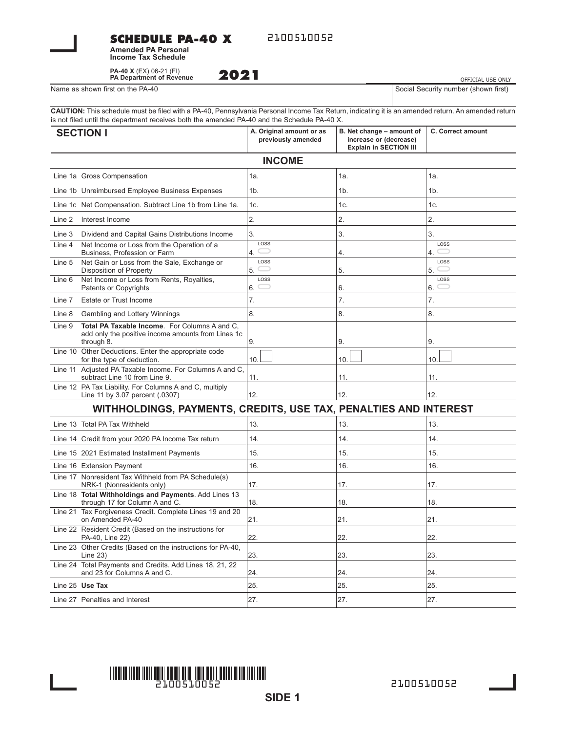# SCHEDULE PA-40 X

2100510052

**Amended PA Personal Income Tax Schedule**

**PA-40 X** (EX) 06-21 (FI)
**PA Department of Revenue**

**2021**

OFFICIAL USE ONLY

Name as shown first on the PA-40 | Social Security number (shown first)

**CAUTION:** This schedule must be filed with a PA-40, Pennsylvania Personal Income Tax Return, indicating it is an amended return. An amended return is not filed until the department receives both the amended PA-40 and the Schedule PA-40 X.

| SECTION I | A. Original amount or as previously amended | B. Net change – amount of increase or (decrease) Explain in SECTION III | C. Correct amount |
|---|---|---|---|
| **INCOME** | | | |
| Line 1a Gross Compensation | 1a. | 1a. | 1a. |
| Line 1b Unreimbursed Employee Business Expenses | 1b. | 1b. | 1b. |
| Line 1c Net Compensation. Subtract Line 1b from Line 1a. | 1c. | 1c. | 1c. |
| Line 2 Interest Income | 2. | 2. | 2. |
| Line 3 Dividend and Capital Gains Distributions Income | 3. | 3. | 3. |
| Line 4 Net Income or Loss from the Operation of a Business, Profession or Farm | 4. LOSS | 4. | 4. LOSS |
| Line 5 Net Gain or Loss from the Sale, Exchange or Disposition of Property | 5. LOSS | 5. | 5. LOSS |
| Line 6 Net Income or Loss from Rents, Royalties, Patents or Copyrights | 6. LOSS | 6. | 6. LOSS |
| Line 7 Estate or Trust Income | 7. | 7. | 7. |
| Line 8 Gambling and Lottery Winnings | 8. | 8. | 8. |
| Line 9 **Total PA Taxable Income**. For Columns A and C, add only the positive income amounts from Lines 1c through 8. | 9. | 9. | 9. |
| Line 10 Other Deductions. Enter the appropriate code for the type of deduction. | 10. | 10. | 10. |
| Line 11 Adjusted PA Taxable Income. For Columns A and C, subtract Line 10 from Line 9. | 11. | 11. | 11. |
| Line 12 PA Tax Liability. For Columns A and C, multiply Line 11 by 3.07 percent (.0307) | 12. | 12. | 12. |
| **WITHHOLDINGS, PAYMENTS, CREDITS, USE TAX, PENALTIES AND INTEREST** | | | |
| Line 13 Total PA Tax Withheld | 13. | 13. | 13. |
| Line 14 Credit from your 2020 PA Income Tax return | 14. | 14. | 14. |
| Line 15 2021 Estimated Installment Payments | 15. | 15. | 15. |
| Line 16 Extension Payment | 16. | 16. | 16. |
| Line 17 Nonresident Tax Withheld from PA Schedule(s) NRK-1 (Nonresidents only) | 17. | 17. | 17. |
| Line 18 **Total Withholdings and Payments**. Add Lines 13 through 17 for Column A and C. | 18. | 18. | 18. |
| Line 21 Tax Forgiveness Credit. Complete Lines 19 and 20 on Amended PA-40 | 21. | 21. | 21. |
| Line 22 Resident Credit (Based on the instructions for PA-40, Line 22) | 22. | 22. | 22. |
| Line 23 Other Credits (Based on the instructions for PA-40, Line 23) | 23. | 23. | 23. |
| Line 24 Total Payments and Credits. Add Lines 18, 21, 22 and 23 for Columns A and C. | 24. | 24. | 24. |
| Line 25 **Use Tax** | 25. | 25. | 25. |
| Line 27 Penalties and Interest | 27. | 27. | 27. |

2100510052

2100510052

**SIDE 1**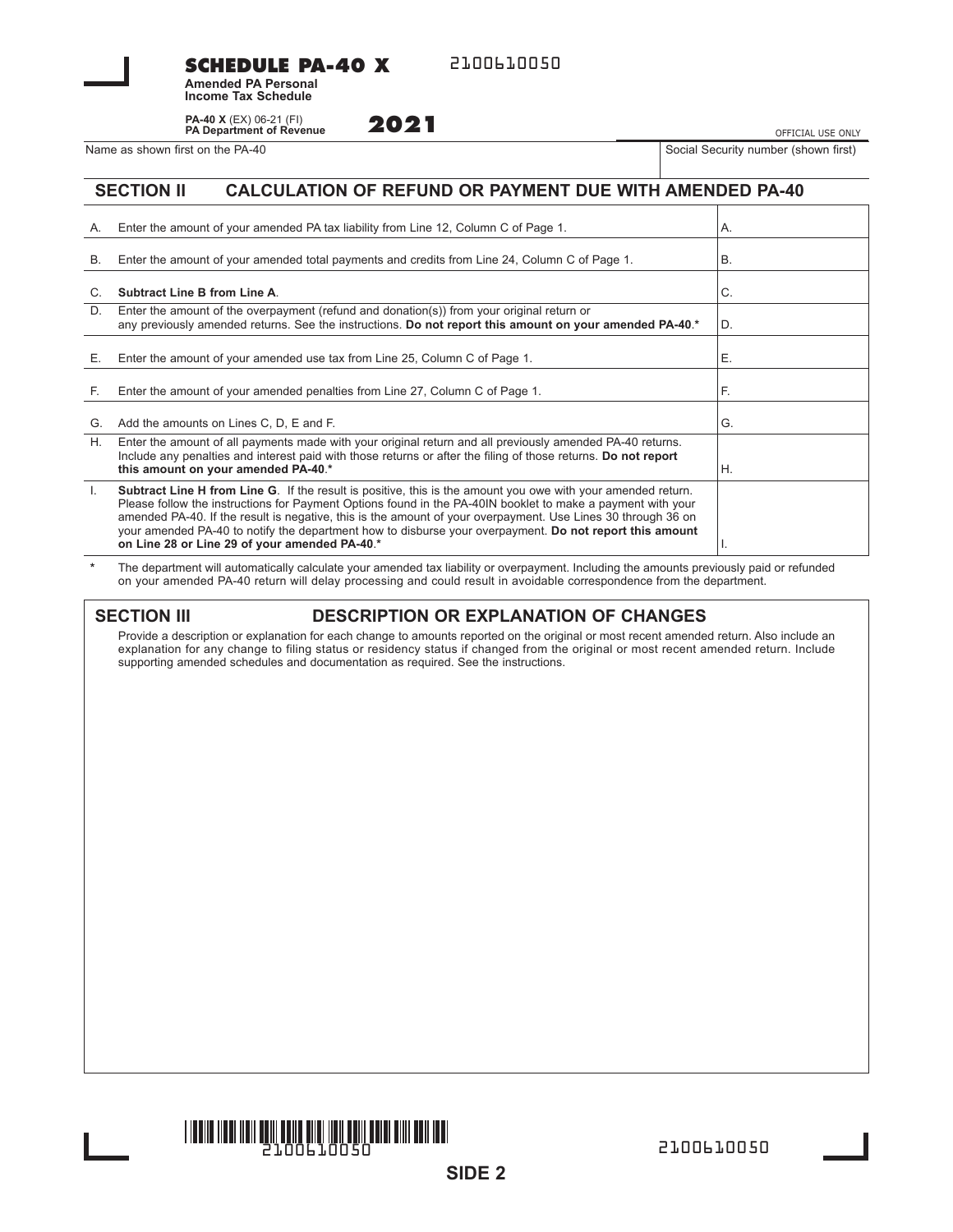# SCHEDULE PA-40 X

2100610050

**Amended PA Personal Income Tax Schedule**

**PA-40 X** (EX) 06-21 (FI)
**PA Department of Revenue**

**2021**

OFFICIAL USE ONLY

| Name as shown first on the PA-40 | Social Security number (shown first) |
|---|---|
| | |

## SECTION II CALCULATION OF REFUND OR PAYMENT DUE WITH AMENDED PA-40

| | | |
|---|---|---|
| A. | Enter the amount of your amended PA tax liability from Line 12, Column C of Page 1. | A. |
| B. | Enter the amount of your amended total payments and credits from Line 24, Column C of Page 1. | B. |
| C. | **Subtract Line B from Line A**. | C. |
| D. | Enter the amount of the overpayment (refund and donation(s)) from your original return or any previously amended returns. See the instructions. **Do not report this amount on your amended PA-40**.* | D. |
| E. | Enter the amount of your amended use tax from Line 25, Column C of Page 1. | E. |
| F. | Enter the amount of your amended penalties from Line 27, Column C of Page 1. | F. |
| G. | Add the amounts on Lines C, D, E and F. | G. |
| H. | Enter the amount of all payments made with your original return and all previously amended PA-40 returns. Include any penalties and interest paid with those returns or after the filing of those returns. **Do not report this amount on your amended PA-40**.* | H. |
| I. | **Subtract Line H from Line G**. If the result is positive, this is the amount you owe with your amended return. Please follow the instructions for Payment Options found in the PA-40IN booklet to make a payment with your amended PA-40. If the result is negative, this is the amount of your overpayment. Use Lines 30 through 36 on your amended PA-40 to notify the department how to disburse your overpayment. **Do not report this amount on Line 28 or Line 29 of your amended PA-40**.* | I. |

\* The department will automatically calculate your amended tax liability or overpayment. Including the amounts previously paid or refunded on your amended PA-40 return will delay processing and could result in avoidable correspondence from the department.

## SECTION III DESCRIPTION OR EXPLANATION OF CHANGES

Provide a description or explanation for each change to amounts reported on the original or most recent amended return. Also include an explanation for any change to filing status or residency status if changed from the original or most recent amended return. Include supporting amended schedules and documentation as required. See the instructions.

2100610050

2100610050

SIDE 2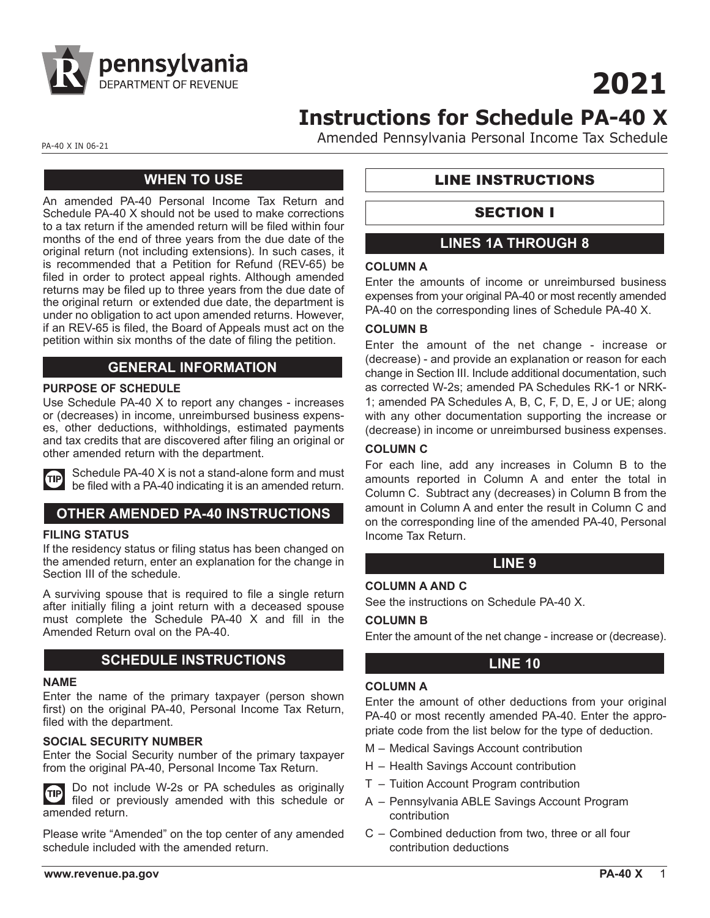# 2021

# Instructions for Schedule PA-40 X

Amended Pennsylvania Personal Income Tax Schedule

PA-40 X IN 06-21

## WHEN TO USE

An amended PA-40 Personal Income Tax Return and Schedule PA-40 X should not be used to make corrections to a tax return if the amended return will be filed within four months of the end of three years from the due date of the original return (not including extensions). In such cases, it is recommended that a Petition for Refund (REV-65) be filed in order to protect appeal rights. Although amended returns may be filed up to three years from the due date of the original return or extended due date, the department is under no obligation to act upon amended returns. However, if an REV-65 is filed, the Board of Appeals must act on the petition within six months of the date of filing the petition.

## GENERAL INFORMATION

### PURPOSE OF SCHEDULE

Use Schedule PA-40 X to report any changes - increases or (decreases) in income, unreimbursed business expenses, other deductions, withholdings, estimated payments and tax credits that are discovered after filing an original or other amended return with the department.

**TIP** Schedule PA-40 X is not a stand-alone form and must be filed with a PA-40 indicating it is an amended return.

## OTHER AMENDED PA-40 INSTRUCTIONS

### FILING STATUS

If the residency status or filing status has been changed on the amended return, enter an explanation for the change in Section III of the schedule.

A surviving spouse that is required to file a single return after initially filing a joint return with a deceased spouse must complete the Schedule PA-40 X and fill in the Amended Return oval on the PA-40.

## SCHEDULE INSTRUCTIONS

### NAME

Enter the name of the primary taxpayer (person shown first) on the original PA-40, Personal Income Tax Return, filed with the department.

### SOCIAL SECURITY NUMBER

Enter the Social Security number of the primary taxpayer from the original PA-40, Personal Income Tax Return.

**TIP** Do not include W-2s or PA schedules as originally filed or previously amended with this schedule or amended return.

Please write "Amended" on the top center of any amended schedule included with the amended return.

## LINE INSTRUCTIONS

## SECTION I

## LINES 1A THROUGH 8

### COLUMN A

Enter the amounts of income or unreimbursed business expenses from your original PA-40 or most recently amended PA-40 on the corresponding lines of Schedule PA-40 X.

### COLUMN B

Enter the amount of the net change - increase or (decrease) - and provide an explanation or reason for each change in Section III. Include additional documentation, such as corrected W-2s; amended PA Schedules RK-1 or NRK-1; amended PA Schedules A, B, C, F, D, E, J or UE; along with any other documentation supporting the increase or (decrease) in income or unreimbursed business expenses.

### COLUMN C

For each line, add any increases in Column B to the amounts reported in Column A and enter the total in Column C. Subtract any (decreases) in Column B from the amount in Column A and enter the result in Column C and on the corresponding line of the amended PA-40, Personal Income Tax Return.

## LINE 9

### COLUMN A AND C

See the instructions on Schedule PA-40 X.

### COLUMN B

Enter the amount of the net change - increase or (decrease).

## LINE 10

### COLUMN A

Enter the amount of other deductions from your original PA-40 or most recently amended PA-40. Enter the appropriate code from the list below for the type of deduction.

- M – Medical Savings Account contribution
- H – Health Savings Account contribution
- T – Tuition Account Program contribution
- A – Pennsylvania ABLE Savings Account Program contribution
- C – Combined deduction from two, three or all four contribution deductions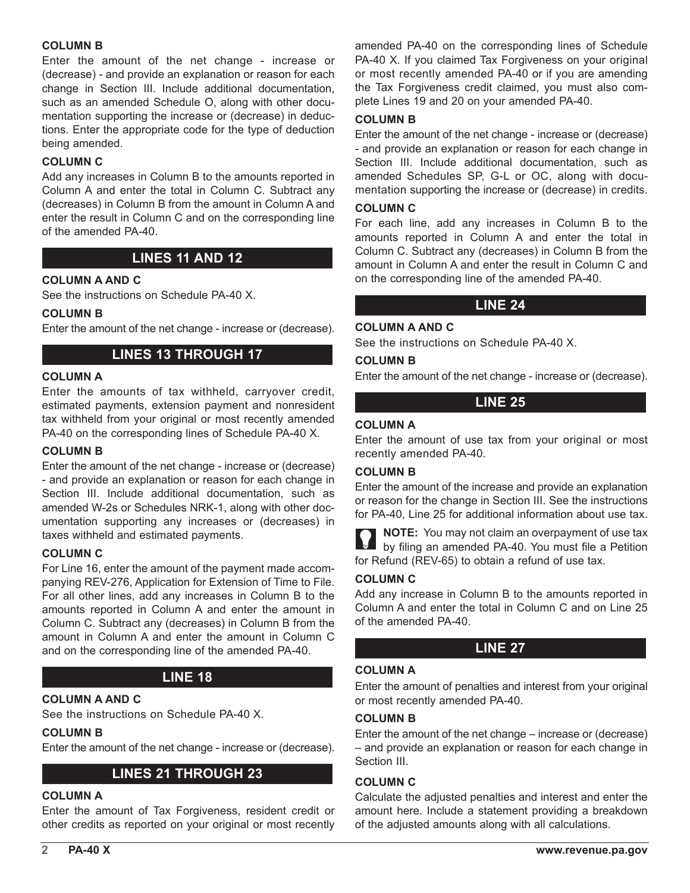**COLUMN B**

Enter the amount of the net change - increase or (decrease) - and provide an explanation or reason for each change in Section III. Include additional documentation, such as an amended Schedule O, along with other documentation supporting the increase or (decrease) in deductions. Enter the appropriate code for the type of deduction being amended.

**COLUMN C**

Add any increases in Column B to the amounts reported in Column A and enter the total in Column C. Subtract any (decreases) in Column B from the amount in Column A and enter the result in Column C and on the corresponding line of the amended PA-40.

## LINES 11 AND 12

**COLUMN A AND C**

See the instructions on Schedule PA-40 X.

**COLUMN B**

Enter the amount of the net change - increase or (decrease).

## LINES 13 THROUGH 17

**COLUMN A**

Enter the amounts of tax withheld, carryover credit, estimated payments, extension payment and nonresident tax withheld from your original or most recently amended PA-40 on the corresponding lines of Schedule PA-40 X.

**COLUMN B**

Enter the amount of the net change - increase or (decrease) - and provide an explanation or reason for each change in Section III. Include additional documentation, such as amended W-2s or Schedules NRK-1, along with other documentation supporting any increases or (decreases) in taxes withheld and estimated payments.

**COLUMN C**

For Line 16, enter the amount of the payment made accompanying REV-276, Application for Extension of Time to File. For all other lines, add any increases in Column B to the amounts reported in Column A and enter the amount in Column C. Subtract any (decreases) in Column B from the amount in Column A and enter the amount in Column C and on the corresponding line of the amended PA-40.

## LINE 18

**COLUMN A AND C**

See the instructions on Schedule PA-40 X.

**COLUMN B**

Enter the amount of the net change - increase or (decrease).

## LINES 21 THROUGH 23

**COLUMN A**

Enter the amount of Tax Forgiveness, resident credit or other credits as reported on your original or most recently amended PA-40 on the corresponding lines of Schedule PA-40 X. If you claimed Tax Forgiveness on your original or most recently amended PA-40 or if you are amending the Tax Forgiveness credit claimed, you must also complete Lines 19 and 20 on your amended PA-40.

**COLUMN B**

Enter the amount of the net change - increase or (decrease) - and provide an explanation or reason for each change in Section III. Include additional documentation, such as amended Schedules SP, G-L or OC, along with documentation supporting the increase or (decrease) in credits.

**COLUMN C**

For each line, add any increases in Column B to the amounts reported in Column A and enter the total in Column C. Subtract any (decreases) in Column B from the amount in Column A and enter the result in Column C and on the corresponding line of the amended PA-40.

## LINE 24

**COLUMN A AND C**

See the instructions on Schedule PA-40 X.

**COLUMN B**

Enter the amount of the net change - increase or (decrease).

## LINE 25

**COLUMN A**

Enter the amount of use tax from your original or most recently amended PA-40.

**COLUMN B**

Enter the amount of the increase and provide an explanation or reason for the change in Section III. See the instructions for PA-40, Line 25 for additional information about use tax.

**NOTE:** You may not claim an overpayment of use tax by filing an amended PA-40. You must file a Petition for Refund (REV-65) to obtain a refund of use tax.

**COLUMN C**

Add any increase in Column B to the amounts reported in Column A and enter the total in Column C and on Line 25 of the amended PA-40.

## LINE 27

**COLUMN A**

Enter the amount of penalties and interest from your original or most recently amended PA-40.

**COLUMN B**

Enter the amount of the net change – increase or (decrease) – and provide an explanation or reason for each change in Section III.

**COLUMN C**

Calculate the adjusted penalties and interest and enter the amount here. Include a statement providing a breakdown of the adjusted amounts along with all calculations.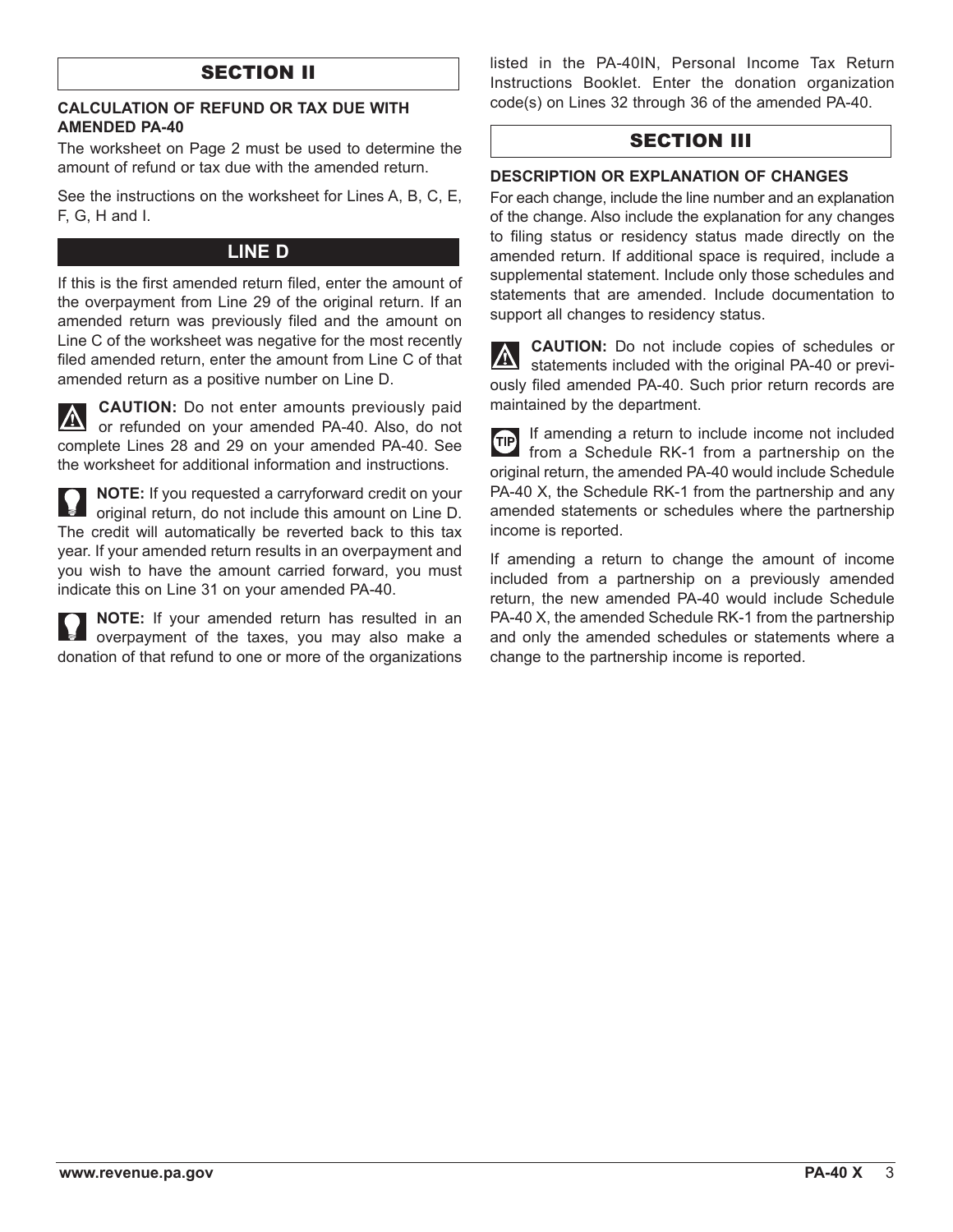## SECTION II

**CALCULATION OF REFUND OR TAX DUE WITH AMENDED PA-40**

The worksheet on Page 2 must be used to determine the amount of refund or tax due with the amended return.

See the instructions on the worksheet for Lines A, B, C, E, F, G, H and I.

### LINE D

If this is the first amended return filed, enter the amount of the overpayment from Line 29 of the original return. If an amended return was previously filed and the amount on Line C of the worksheet was negative for the most recently filed amended return, enter the amount from Line C of that amended return as a positive number on Line D.

**CAUTION:** Do not enter amounts previously paid or refunded on your amended PA-40. Also, do not complete Lines 28 and 29 on your amended PA-40. See the worksheet for additional information and instructions.

**NOTE:** If you requested a carryforward credit on your original return, do not include this amount on Line D. The credit will automatically be reverted back to this tax year. If your amended return results in an overpayment and you wish to have the amount carried forward, you must indicate this on Line 31 on your amended PA-40.

**NOTE:** If your amended return has resulted in an overpayment of the taxes, you may also make a donation of that refund to one or more of the organizations listed in the PA-40IN, Personal Income Tax Return Instructions Booklet. Enter the donation organization code(s) on Lines 32 through 36 of the amended PA-40.

## SECTION III

**DESCRIPTION OR EXPLANATION OF CHANGES**

For each change, include the line number and an explanation of the change. Also include the explanation for any changes to filing status or residency status made directly on the amended return. If additional space is required, include a supplemental statement. Include only those schedules and statements that are amended. Include documentation to support all changes to residency status.

**CAUTION:** Do not include copies of schedules or statements included with the original PA-40 or previously filed amended PA-40. Such prior return records are maintained by the department.

TIP If amending a return to include income not included from a Schedule RK-1 from a partnership on the original return, the amended PA-40 would include Schedule PA-40 X, the Schedule RK-1 from the partnership and any amended statements or schedules where the partnership income is reported.

If amending a return to change the amount of income included from a partnership on a previously amended return, the new amended PA-40 would include Schedule PA-40 X, the amended Schedule RK-1 from the partnership and only the amended schedules or statements where a change to the partnership income is reported.